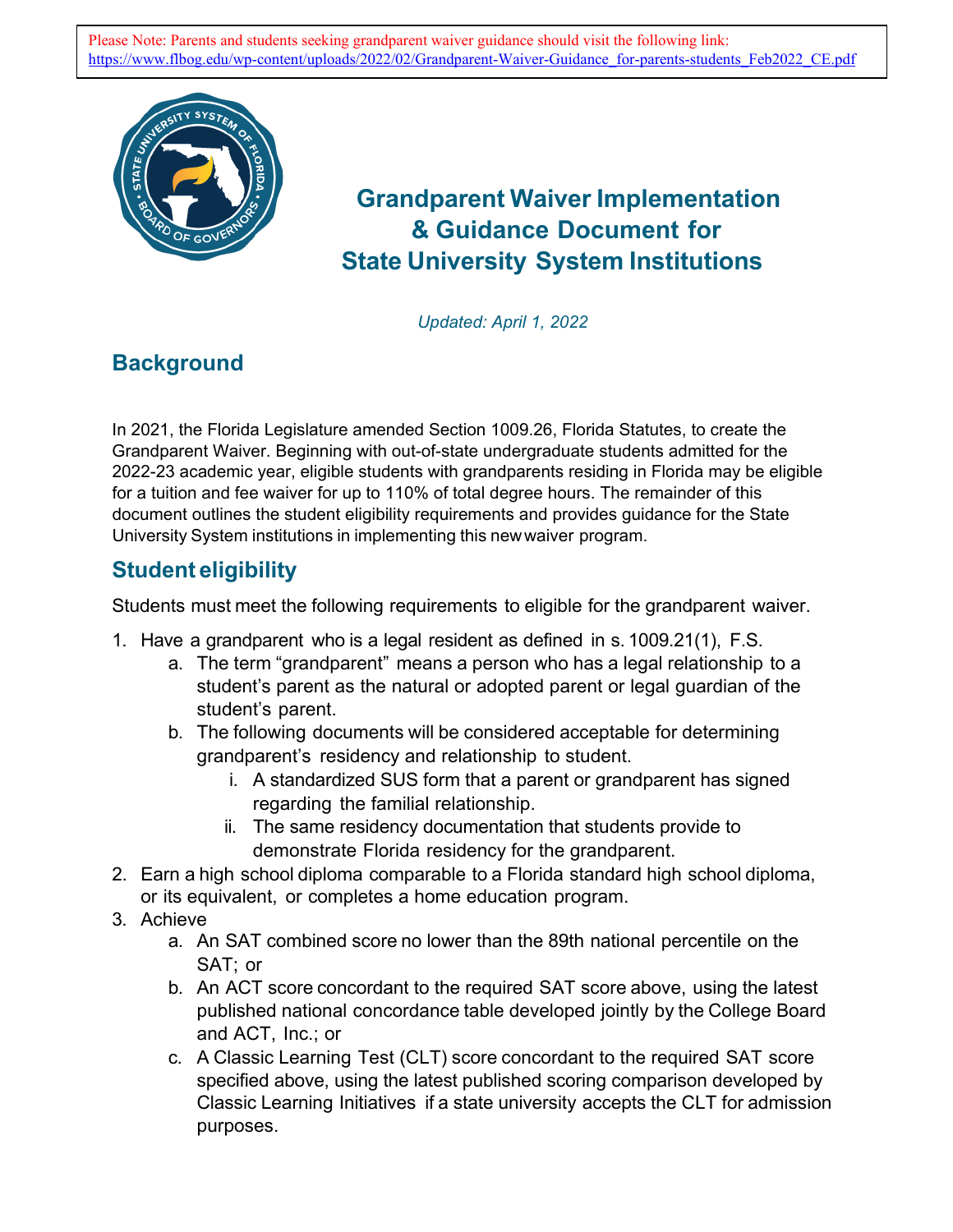Please Note: Parents and students seeking grandparent waiver guidance should visit the following link: https://www.flbog.edu/wp-content/uploads/2022/02/Grandparent-Waiver-Guidance_for-parents-students_Feb2022_CE.pdf

# Grandparent Waiver Implementation & Guidance Document for State University System Institutions

*Updated: April 1, 2022*

## Background

In 2021, the Florida Legislature amended Section 1009.26, Florida Statutes, to create the Grandparent Waiver. Beginning with out-of-state undergraduate students admitted for the 2022-23 academic year, eligible students with grandparents residing in Florida may be eligible for a tuition and fee waiver for up to 110% of total degree hours. The remainder of this document outlines the student eligibility requirements and provides guidance for the State University System institutions in implementing this new waiver program.

## Student eligibility

Students must meet the following requirements to eligible for the grandparent waiver.

1. Have a grandparent who is a legal resident as defined in s. 1009.21(1), F.S.
   a. The term "grandparent" means a person who has a legal relationship to a student's parent as the natural or adopted parent or legal guardian of the student's parent.
   b. The following documents will be considered acceptable for determining grandparent's residency and relationship to student.
      i. A standardized SUS form that a parent or grandparent has signed regarding the familial relationship.
      ii. The same residency documentation that students provide to demonstrate Florida residency for the grandparent.
2. Earn a high school diploma comparable to a Florida standard high school diploma, or its equivalent, or completes a home education program.
3. Achieve
   a. An SAT combined score no lower than the 89th national percentile on the SAT; or
   b. An ACT score concordant to the required SAT score above, using the latest published national concordance table developed jointly by the College Board and ACT, Inc.; or
   c. A Classic Learning Test (CLT) score concordant to the required SAT score specified above, using the latest published scoring comparison developed by Classic Learning Initiatives if a state university accepts the CLT for admission purposes.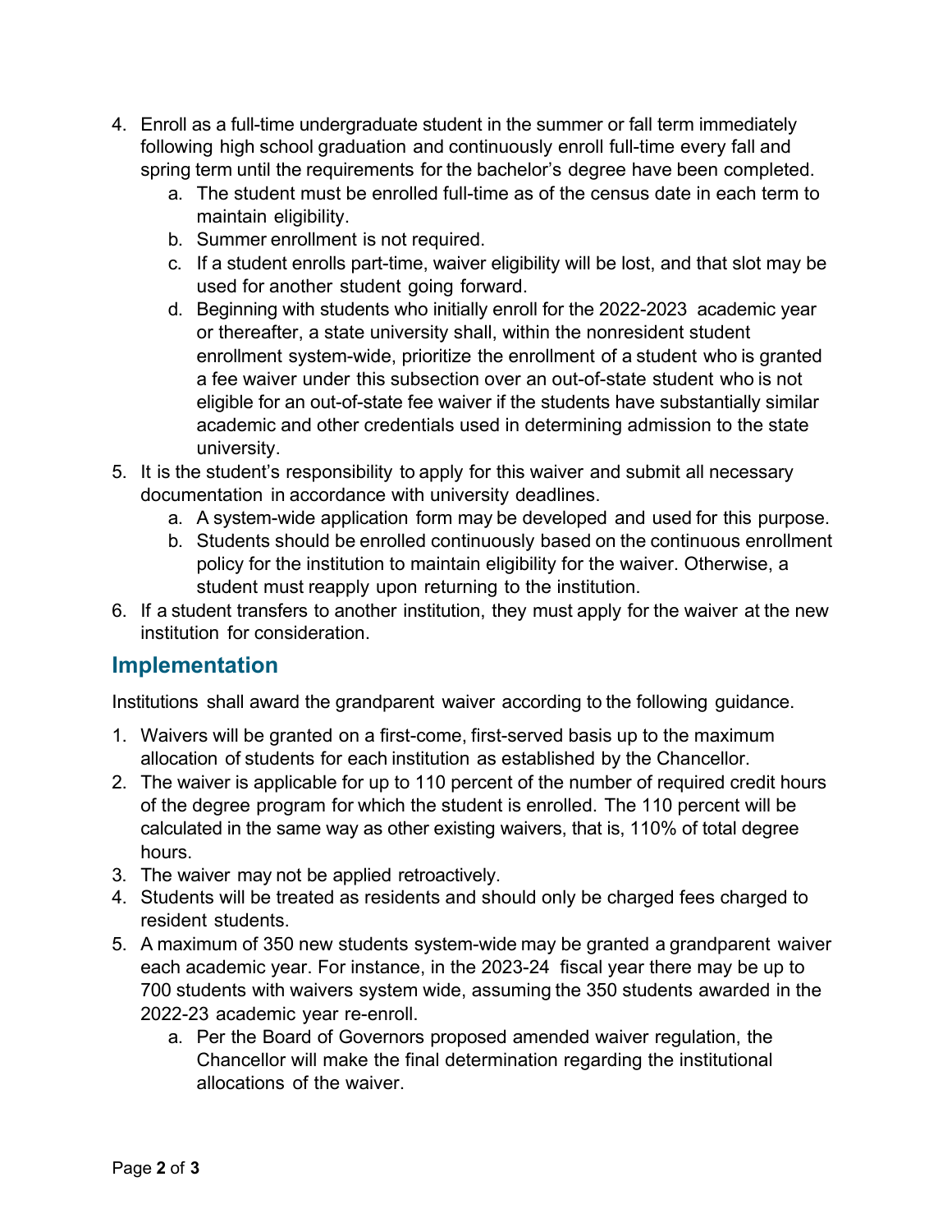4. Enroll as a full-time undergraduate student in the summer or fall term immediately following high school graduation and continuously enroll full-time every fall and spring term until the requirements for the bachelor's degree have been completed.
    a. The student must be enrolled full-time as of the census date in each term to maintain eligibility.
    b. Summer enrollment is not required.
    c. If a student enrolls part-time, waiver eligibility will be lost, and that slot may be used for another student going forward.
    d. Beginning with students who initially enroll for the 2022-2023 academic year or thereafter, a state university shall, within the nonresident student enrollment system-wide, prioritize the enrollment of a student who is granted a fee waiver under this subsection over an out-of-state student who is not eligible for an out-of-state fee waiver if the students have substantially similar academic and other credentials used in determining admission to the state university.
5. It is the student's responsibility to apply for this waiver and submit all necessary documentation in accordance with university deadlines.
    a. A system-wide application form may be developed and used for this purpose.
    b. Students should be enrolled continuously based on the continuous enrollment policy for the institution to maintain eligibility for the waiver. Otherwise, a student must reapply upon returning to the institution.
6. If a student transfers to another institution, they must apply for the waiver at the new institution for consideration.

## Implementation

Institutions shall award the grandparent waiver according to the following guidance.

1. Waivers will be granted on a first-come, first-served basis up to the maximum allocation of students for each institution as established by the Chancellor.
2. The waiver is applicable for up to 110 percent of the number of required credit hours of the degree program for which the student is enrolled. The 110 percent will be calculated in the same way as other existing waivers, that is, 110% of total degree hours.
3. The waiver may not be applied retroactively.
4. Students will be treated as residents and should only be charged fees charged to resident students.
5. A maximum of 350 new students system-wide may be granted a grandparent waiver each academic year. For instance, in the 2023-24 fiscal year there may be up to 700 students with waivers system wide, assuming the 350 students awarded in the 2022-23 academic year re-enroll.
    a. Per the Board of Governors proposed amended waiver regulation, the Chancellor will make the final determination regarding the institutional allocations of the waiver.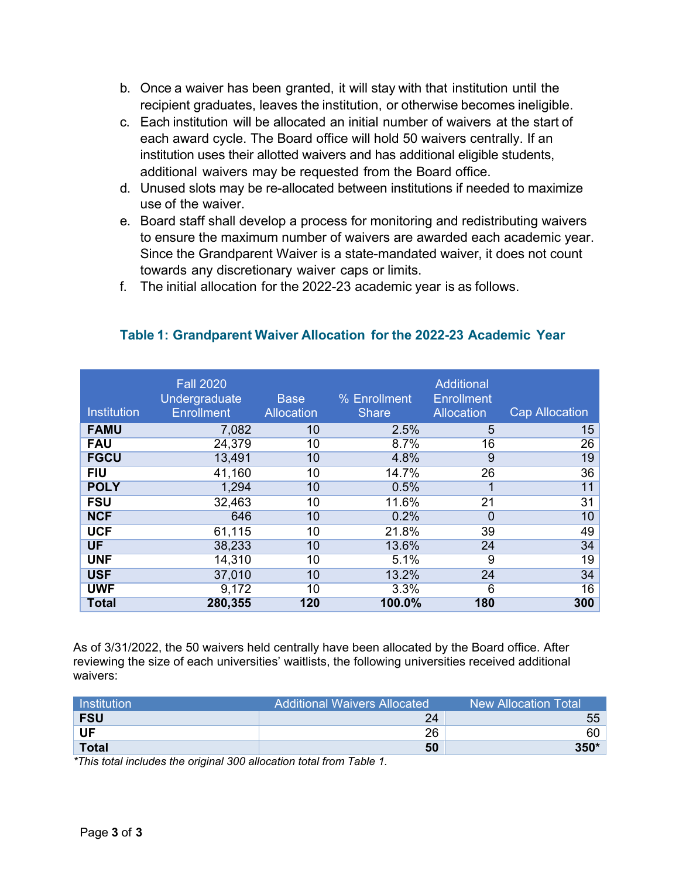b. Once a waiver has been granted, it will stay with that institution until the recipient graduates, leaves the institution, or otherwise becomes ineligible.
c. Each institution will be allocated an initial number of waivers at the start of each award cycle. The Board office will hold 50 waivers centrally. If an institution uses their allotted waivers and has additional eligible students, additional waivers may be requested from the Board office.
d. Unused slots may be re-allocated between institutions if needed to maximize use of the waiver.
e. Board staff shall develop a process for monitoring and redistributing waivers to ensure the maximum number of waivers are awarded each academic year. Since the Grandparent Waiver is a state-mandated waiver, it does not count towards any discretionary waiver caps or limits.
f. The initial allocation for the 2022-23 academic year is as follows.

### Table 1: Grandparent Waiver Allocation for the 2022-23 Academic Year

| Institution | Fall 2020 Undergraduate Enrollment | Base Allocation | % Enrollment Share | Additional Enrollment Allocation | Cap Allocation |
|---|---|---|---|---|---|
| **FAMU** | 7,082 | 10 | 2.5% | 5 | 15 |
| **FAU** | 24,379 | 10 | 8.7% | 16 | 26 |
| **FGCU** | 13,491 | 10 | 4.8% | 9 | 19 |
| **FIU** | 41,160 | 10 | 14.7% | 26 | 36 |
| **POLY** | 1,294 | 10 | 0.5% | 1 | 11 |
| **FSU** | 32,463 | 10 | 11.6% | 21 | 31 |
| **NCF** | 646 | 10 | 0.2% | 0 | 10 |
| **UCF** | 61,115 | 10 | 21.8% | 39 | 49 |
| **UF** | 38,233 | 10 | 13.6% | 24 | 34 |
| **UNF** | 14,310 | 10 | 5.1% | 9 | 19 |
| **USF** | 37,010 | 10 | 13.2% | 24 | 34 |
| **UWF** | 9,172 | 10 | 3.3% | 6 | 16 |
| **Total** | **280,355** | **120** | **100.0%** | **180** | **300** |

As of 3/31/2022, the 50 waivers held centrally have been allocated by the Board office. After reviewing the size of each universities' waitlists, the following universities received additional waivers:

| Institution | Additional Waivers Allocated | New Allocation Total |
|---|---|---|
| **FSU** | 24 | 55 |
| **UF** | 26 | 60 |
| **Total** | **50** | **350*** |

*This total includes the original 300 allocation total from Table 1.*